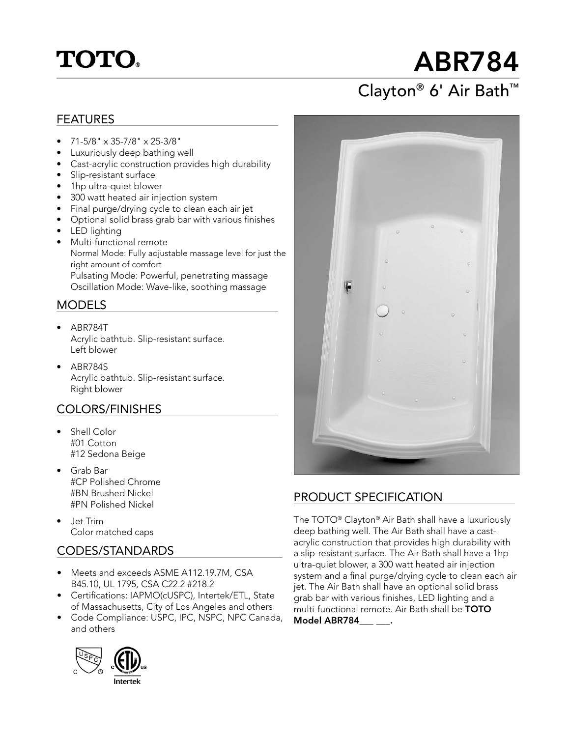# TOTO® ABR784

## Clayton® 6' Air Bath™

## FEATURES

- 71-5/8" x 35-7/8" x 25-3/8"
- Luxuriously deep bathing well
- Cast-acrylic construction provides high durability
- Slip-resistant surface
- 1hp ultra-quiet blower
- 300 watt heated air injection system
- Final purge/drying cycle to clean each air jet
- Optional solid brass grab bar with various finishes
- LED lighting
- Multi-functional remote
  Normal Mode: Fully adjustable massage level for just the right amount of comfort
  Pulsating Mode: Powerful, penetrating massage
  Oscillation Mode: Wave-like, soothing massage

## MODELS

- ABR784T
  Acrylic bathtub. Slip-resistant surface.
  Left blower
- ABR784S
  Acrylic bathtub. Slip-resistant surface.
  Right blower

## COLORS/FINISHES

- Shell Color
  #01 Cotton
  #12 Sedona Beige
- Grab Bar
  #CP Polished Chrome
  #BN Brushed Nickel
  #PN Polished Nickel
- Jet Trim
  Color matched caps

## CODES/STANDARDS

- Meets and exceeds ASME A112.19.7M, CSA B45.10, UL 1795, CSA C22.2 #218.2
- Certifications: IAPMO(cUSPC), Intertek/ETL, State of Massachusetts, City of Los Angeles and others
- Code Compliance: USPC, IPC, NSPC, NPC Canada, and others

## PRODUCT SPECIFICATION

The TOTO® Clayton® Air Bath shall have a luxuriously deep bathing well. The Air Bath shall have a cast-acrylic construction that provides high durability with a slip-resistant surface. The Air Bath shall have a 1hp ultra-quiet blower, a 300 watt heated air injection system and a final purge/drying cycle to clean each air jet. The Air Bath shall have an optional solid brass grab bar with various finishes, LED lighting and a multi-functional remote. Air Bath shall be **TOTO Model ABR784___ ___.**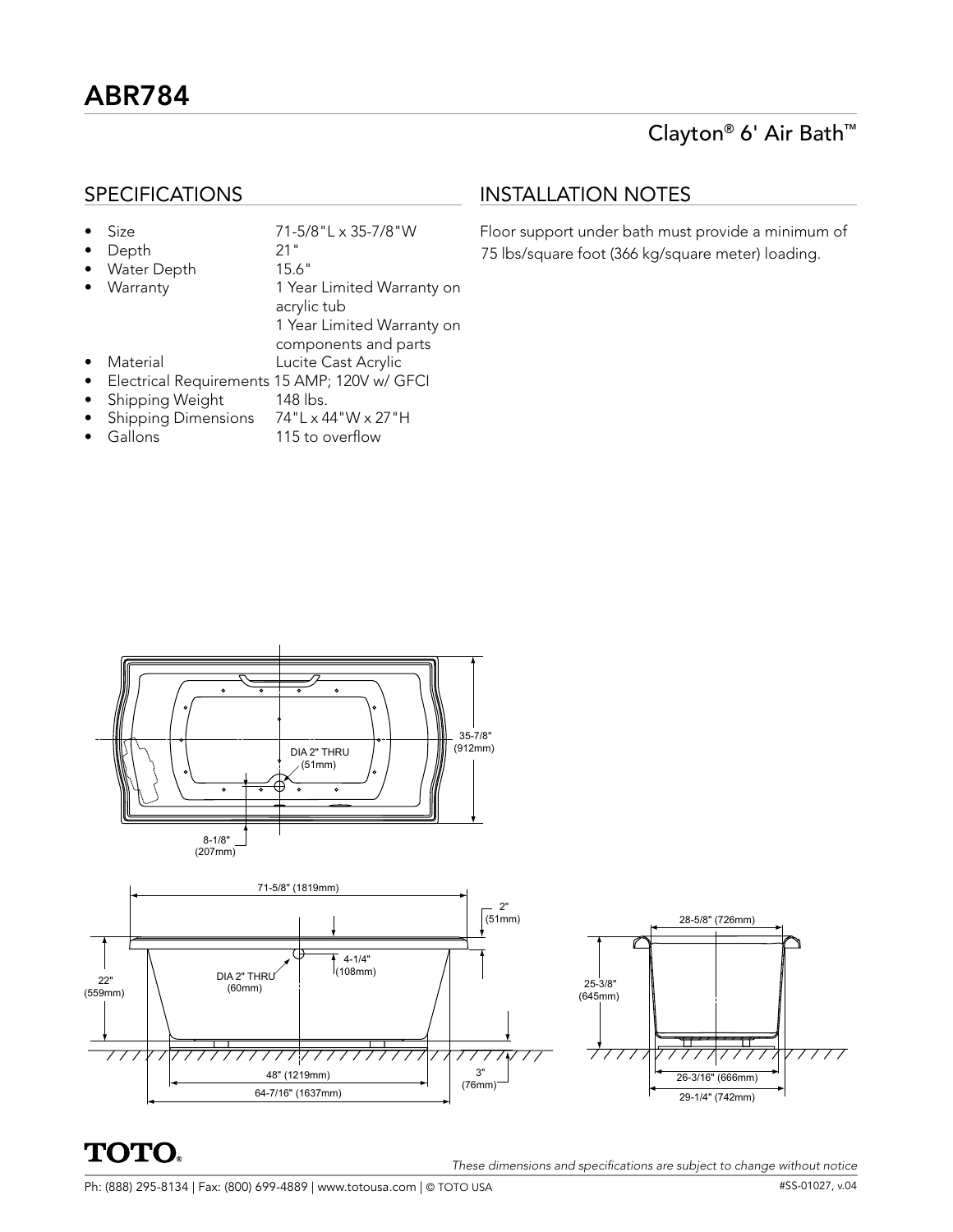# ABR784

## Clayton® 6' Air Bath™

## SPECIFICATIONS

- Size — 71-5/8"L x 35-7/8"W
- Depth — 21"
- Water Depth — 15.6"
- Warranty — 1 Year Limited Warranty on acrylic tub; 1 Year Limited Warranty on components and parts
- Material — Lucite Cast Acrylic
- Electrical Requirements — 15 AMP; 120V w/ GFCI
- Shipping Weight — 148 lbs.
- Shipping Dimensions — 74"L x 44"W x 27"H
- Gallons — 115 to overflow

## INSTALLATION NOTES

Floor support under bath must provide a minimum of 75 lbs/square foot (366 kg/square meter) loading.

35-7/8" (912mm)
DIA 2" THRU (51mm)
8-1/8" (207mm)

71-5/8" (1819mm)
2" (51mm)
4-1/4" (108mm)
DIA 2" THRU (60mm)
22" (559mm)
48" (1219mm)
64-7/16" (1637mm)
3" (76mm)

28-5/8" (726mm)
25-3/8" (645mm)
26-3/16" (666mm)
29-1/4" (742mm)

TOTO®

*These dimensions and specifications are subject to change without notice*

Ph: (888) 295-8134 | Fax: (800) 699-4889 | www.totousa.com | © TOTO USA

#SS-01027, v.04